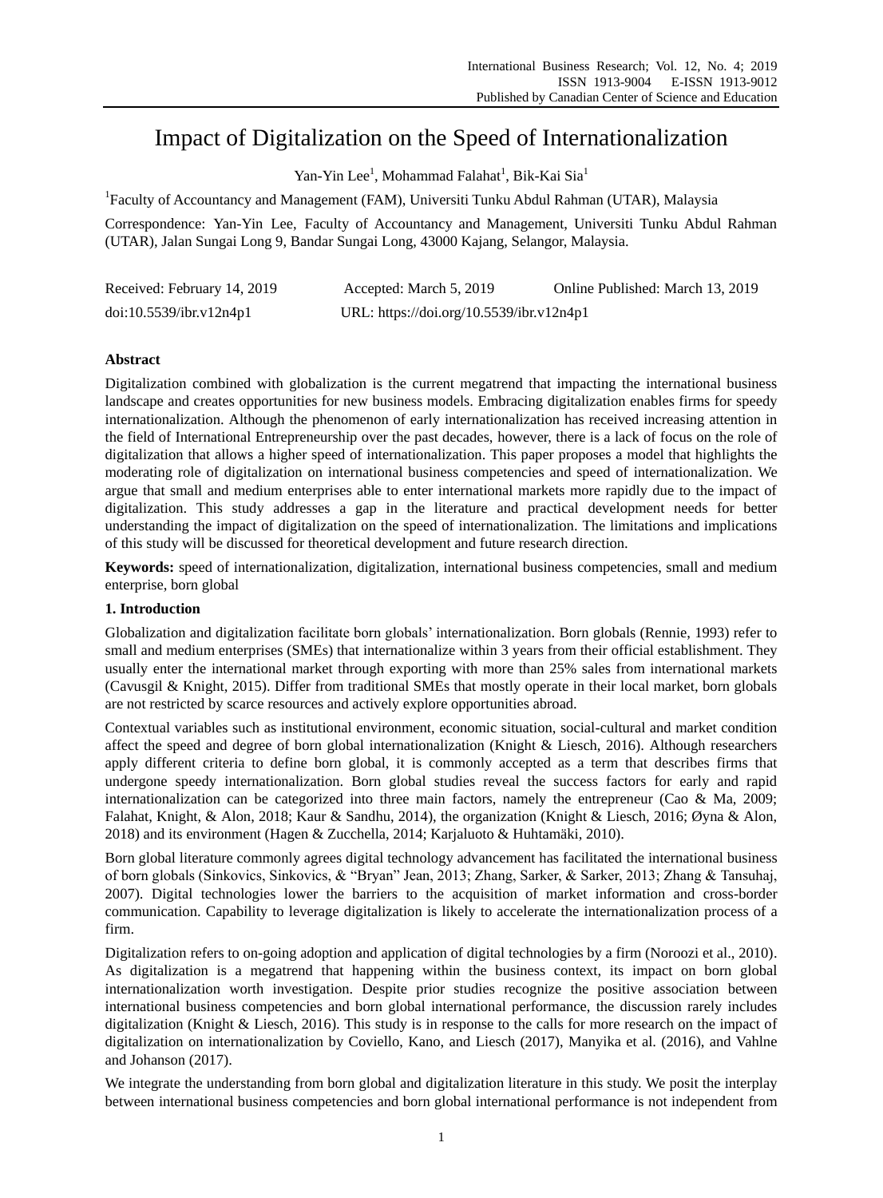# Impact of Digitalization on the Speed of Internationalization

Yan-Yin Lee[1], Mohammad Falahat[1], Bik-Kai Sia[1]

[1]Faculty of Accountancy and Management (FAM), Universiti Tunku Abdul Rahman (UTAR), Malaysia

Correspondence: Yan-Yin Lee, Faculty of Accountancy and Management, Universiti Tunku Abdul Rahman (UTAR), Jalan Sungai Long 9, Bandar Sungai Long, 43000 Kajang, Selangor, Malaysia.

Received: February 14, 2019 Accepted: March 5, 2019 Online Published: March 13, 2019

doi:10.5539/ibr.v12n4p1 URL: https://doi.org/10.5539/ibr.v12n4p1

**Abstract**

Digitalization combined with globalization is the current megatrend that impacting the international business landscape and creates opportunities for new business models. Embracing digitalization enables firms for speedy internationalization. Although the phenomenon of early internationalization has received increasing attention in the field of International Entrepreneurship over the past decades, however, there is a lack of focus on the role of digitalization that allows a higher speed of internationalization. This paper proposes a model that highlights the moderating role of digitalization on international business competencies and speed of internationalization. We argue that small and medium enterprises able to enter international markets more rapidly due to the impact of digitalization. This study addresses a gap in the literature and practical development needs for better understanding the impact of digitalization on the speed of internationalization. The limitations and implications of this study will be discussed for theoretical development and future research direction.

**Keywords:** speed of internationalization, digitalization, international business competencies, small and medium enterprise, born global

## 1. Introduction

Globalization and digitalization facilitate born globals' internationalization. Born globals (Rennie, 1993) refer to small and medium enterprises (SMEs) that internationalize within 3 years from their official establishment. They usually enter the international market through exporting with more than 25% sales from international markets (Cavusgil & Knight, 2015). Differ from traditional SMEs that mostly operate in their local market, born globals are not restricted by scarce resources and actively explore opportunities abroad.

Contextual variables such as institutional environment, economic situation, social-cultural and market condition affect the speed and degree of born global internationalization (Knight & Liesch, 2016). Although researchers apply different criteria to define born global, it is commonly accepted as a term that describes firms that undergone speedy internationalization. Born global studies reveal the success factors for early and rapid internationalization can be categorized into three main factors, namely the entrepreneur (Cao & Ma, 2009; Falahat, Knight, & Alon, 2018; Kaur & Sandhu, 2014), the organization (Knight & Liesch, 2016; Øyna & Alon, 2018) and its environment (Hagen & Zucchella, 2014; Karjaluoto & Huhtamäki, 2010).

Born global literature commonly agrees digital technology advancement has facilitated the international business of born globals (Sinkovics, Sinkovics, & "Bryan" Jean, 2013; Zhang, Sarker, & Sarker, 2013; Zhang & Tansuhaj, 2007). Digital technologies lower the barriers to the acquisition of market information and cross-border communication. Capability to leverage digitalization is likely to accelerate the internationalization process of a firm.

Digitalization refers to on-going adoption and application of digital technologies by a firm (Noroozi et al., 2010). As digitalization is a megatrend that happening within the business context, its impact on born global internationalization worth investigation. Despite prior studies recognize the positive association between international business competencies and born global international performance, the discussion rarely includes digitalization (Knight & Liesch, 2016). This study is in response to the calls for more research on the impact of digitalization on internationalization by Coviello, Kano, and Liesch (2017), Manyika et al. (2016), and Vahlne and Johanson (2017).

We integrate the understanding from born global and digitalization literature in this study. We posit the interplay between international business competencies and born global international performance is not independent from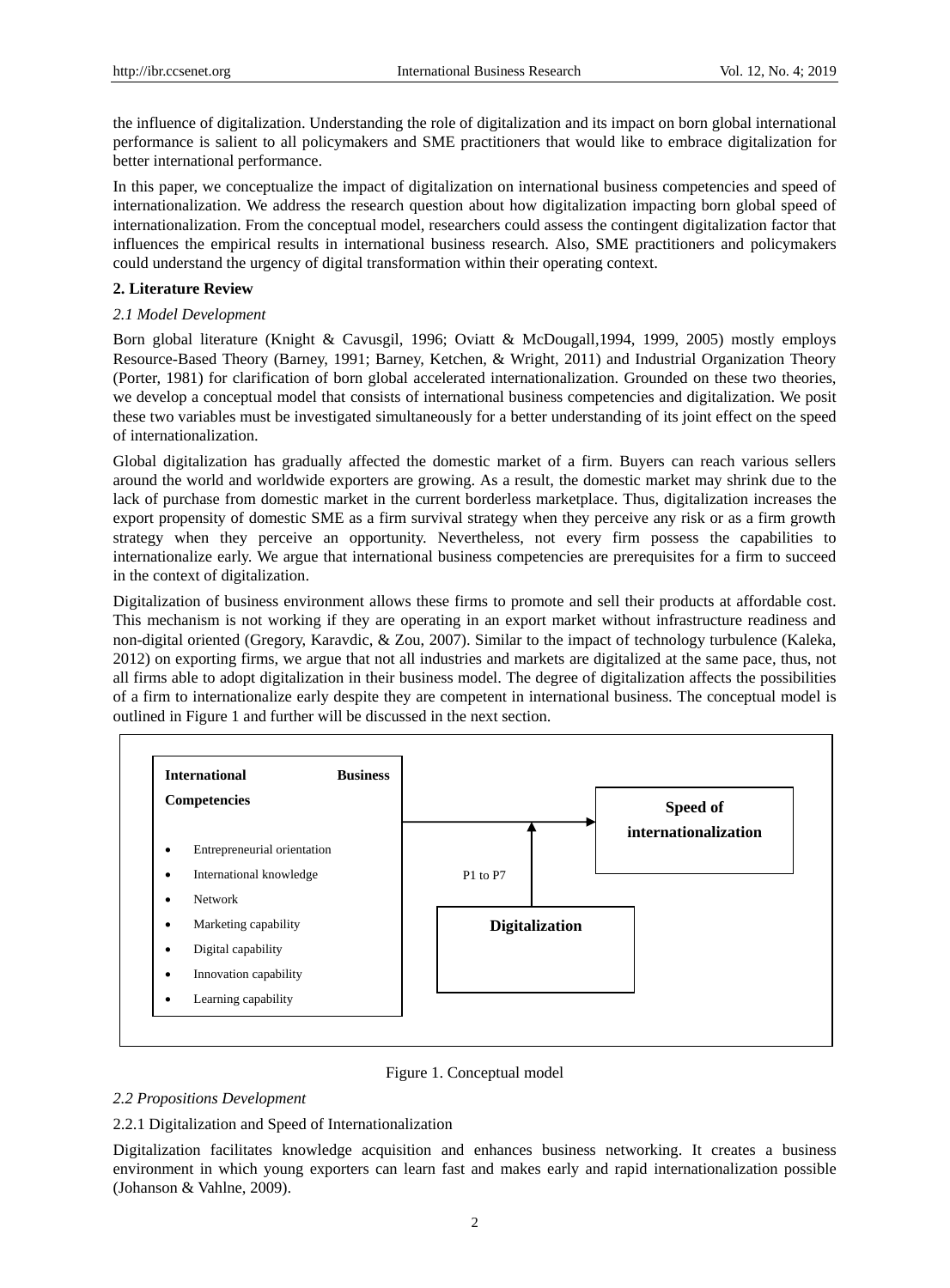the influence of digitalization. Understanding the role of digitalization and its impact on born global international performance is salient to all policymakers and SME practitioners that would like to embrace digitalization for better international performance.

In this paper, we conceptualize the impact of digitalization on international business competencies and speed of internationalization. We address the research question about how digitalization impacting born global speed of internationalization. From the conceptual model, researchers could assess the contingent digitalization factor that influences the empirical results in international business research. Also, SME practitioners and policymakers could understand the urgency of digital transformation within their operating context.

## 2. Literature Review

### *2.1 Model Development*

Born global literature (Knight & Cavusgil, 1996; Oviatt & McDougall,1994, 1999, 2005) mostly employs Resource-Based Theory (Barney, 1991; Barney, Ketchen, & Wright, 2011) and Industrial Organization Theory (Porter, 1981) for clarification of born global accelerated internationalization. Grounded on these two theories, we develop a conceptual model that consists of international business competencies and digitalization. We posit these two variables must be investigated simultaneously for a better understanding of its joint effect on the speed of internationalization.

Global digitalization has gradually affected the domestic market of a firm. Buyers can reach various sellers around the world and worldwide exporters are growing. As a result, the domestic market may shrink due to the lack of purchase from domestic market in the current borderless marketplace. Thus, digitalization increases the export propensity of domestic SME as a firm survival strategy when they perceive any risk or as a firm growth strategy when they perceive an opportunity. Nevertheless, not every firm possess the capabilities to internationalize early. We argue that international business competencies are prerequisites for a firm to succeed in the context of digitalization.

Digitalization of business environment allows these firms to promote and sell their products at affordable cost. This mechanism is not working if they are operating in an export market without infrastructure readiness and non-digital oriented (Gregory, Karavdic, & Zou, 2007). Similar to the impact of technology turbulence (Kaleka, 2012) on exporting firms, we argue that not all industries and markets are digitalized at the same pace, thus, not all firms able to adopt digitalization in their business model. The degree of digitalization affects the possibilities of a firm to internationalize early despite they are competent in international business. The conceptual model is outlined in Figure 1 and further will be discussed in the next section.

**International Business Competencies**

- Entrepreneurial orientation
- International knowledge
- Network
- Marketing capability
- Digital capability
- Innovation capability
- Learning capability

→ **Speed of internationalization**

P1 to P7

**Digitalization**

Figure 1. Conceptual model

### *2.2 Propositions Development*

2.2.1 Digitalization and Speed of Internationalization

Digitalization facilitates knowledge acquisition and enhances business networking. It creates a business environment in which young exporters can learn fast and makes early and rapid internationalization possible (Johanson & Vahlne, 2009).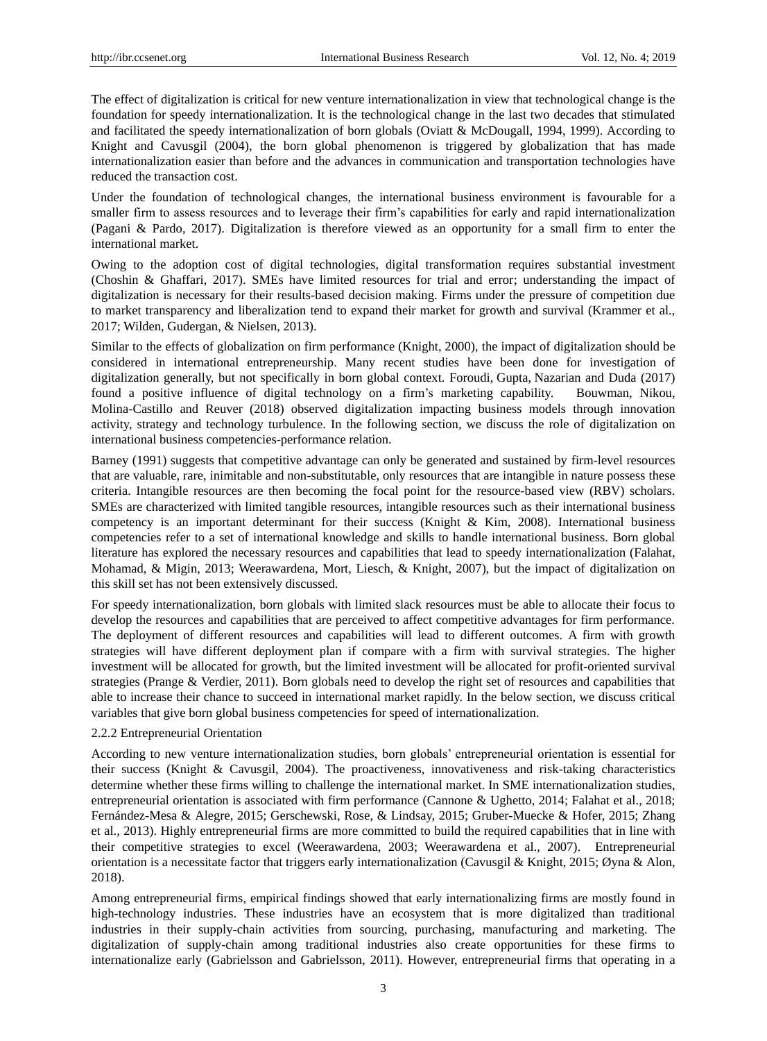The effect of digitalization is critical for new venture internationalization in view that technological change is the foundation for speedy internationalization. It is the technological change in the last two decades that stimulated and facilitated the speedy internationalization of born globals (Oviatt & McDougall, 1994, 1999). According to Knight and Cavusgil (2004), the born global phenomenon is triggered by globalization that has made internationalization easier than before and the advances in communication and transportation technologies have reduced the transaction cost.

Under the foundation of technological changes, the international business environment is favourable for a smaller firm to assess resources and to leverage their firm's capabilities for early and rapid internationalization (Pagani & Pardo, 2017). Digitalization is therefore viewed as an opportunity for a small firm to enter the international market.

Owing to the adoption cost of digital technologies, digital transformation requires substantial investment (Choshin & Ghaffari, 2017). SMEs have limited resources for trial and error; understanding the impact of digitalization is necessary for their results-based decision making. Firms under the pressure of competition due to market transparency and liberalization tend to expand their market for growth and survival (Krammer et al., 2017; Wilden, Gudergan, & Nielsen, 2013).

Similar to the effects of globalization on firm performance (Knight, 2000), the impact of digitalization should be considered in international entrepreneurship. Many recent studies have been done for investigation of digitalization generally, but not specifically in born global context. Foroudi, Gupta, Nazarian and Duda (2017) found a positive influence of digital technology on a firm's marketing capability. Bouwman, Nikou, Molina-Castillo and Reuver (2018) observed digitalization impacting business models through innovation activity, strategy and technology turbulence. In the following section, we discuss the role of digitalization on international business competencies-performance relation.

Barney (1991) suggests that competitive advantage can only be generated and sustained by firm-level resources that are valuable, rare, inimitable and non-substitutable, only resources that are intangible in nature possess these criteria. Intangible resources are then becoming the focal point for the resource-based view (RBV) scholars. SMEs are characterized with limited tangible resources, intangible resources such as their international business competency is an important determinant for their success (Knight & Kim, 2008). International business competencies refer to a set of international knowledge and skills to handle international business. Born global literature has explored the necessary resources and capabilities that lead to speedy internationalization (Falahat, Mohamad, & Migin, 2013; Weerawardena, Mort, Liesch, & Knight, 2007), but the impact of digitalization on this skill set has not been extensively discussed.

For speedy internationalization, born globals with limited slack resources must be able to allocate their focus to develop the resources and capabilities that are perceived to affect competitive advantages for firm performance. The deployment of different resources and capabilities will lead to different outcomes. A firm with growth strategies will have different deployment plan if compare with a firm with survival strategies. The higher investment will be allocated for growth, but the limited investment will be allocated for profit-oriented survival strategies (Prange & Verdier, 2011). Born globals need to develop the right set of resources and capabilities that able to increase their chance to succeed in international market rapidly. In the below section, we discuss critical variables that give born global business competencies for speed of internationalization.

#### 2.2.2 Entrepreneurial Orientation

According to new venture internationalization studies, born globals' entrepreneurial orientation is essential for their success (Knight & Cavusgil, 2004). The proactiveness, innovativeness and risk-taking characteristics determine whether these firms willing to challenge the international market. In SME internationalization studies, entrepreneurial orientation is associated with firm performance (Cannone & Ughetto, 2014; Falahat et al., 2018; Fernández-Mesa & Alegre, 2015; Gerschewski, Rose, & Lindsay, 2015; Gruber-Muecke & Hofer, 2015; Zhang et al., 2013). Highly entrepreneurial firms are more committed to build the required capabilities that in line with their competitive strategies to excel (Weerawardena, 2003; Weerawardena et al., 2007). Entrepreneurial orientation is a necessitate factor that triggers early internationalization (Cavusgil & Knight, 2015; Øyna & Alon, 2018).

Among entrepreneurial firms, empirical findings showed that early internationalizing firms are mostly found in high-technology industries. These industries have an ecosystem that is more digitalized than traditional industries in their supply-chain activities from sourcing, purchasing, manufacturing and marketing. The digitalization of supply-chain among traditional industries also create opportunities for these firms to internationalize early (Gabrielsson and Gabrielsson, 2011). However, entrepreneurial firms that operating in a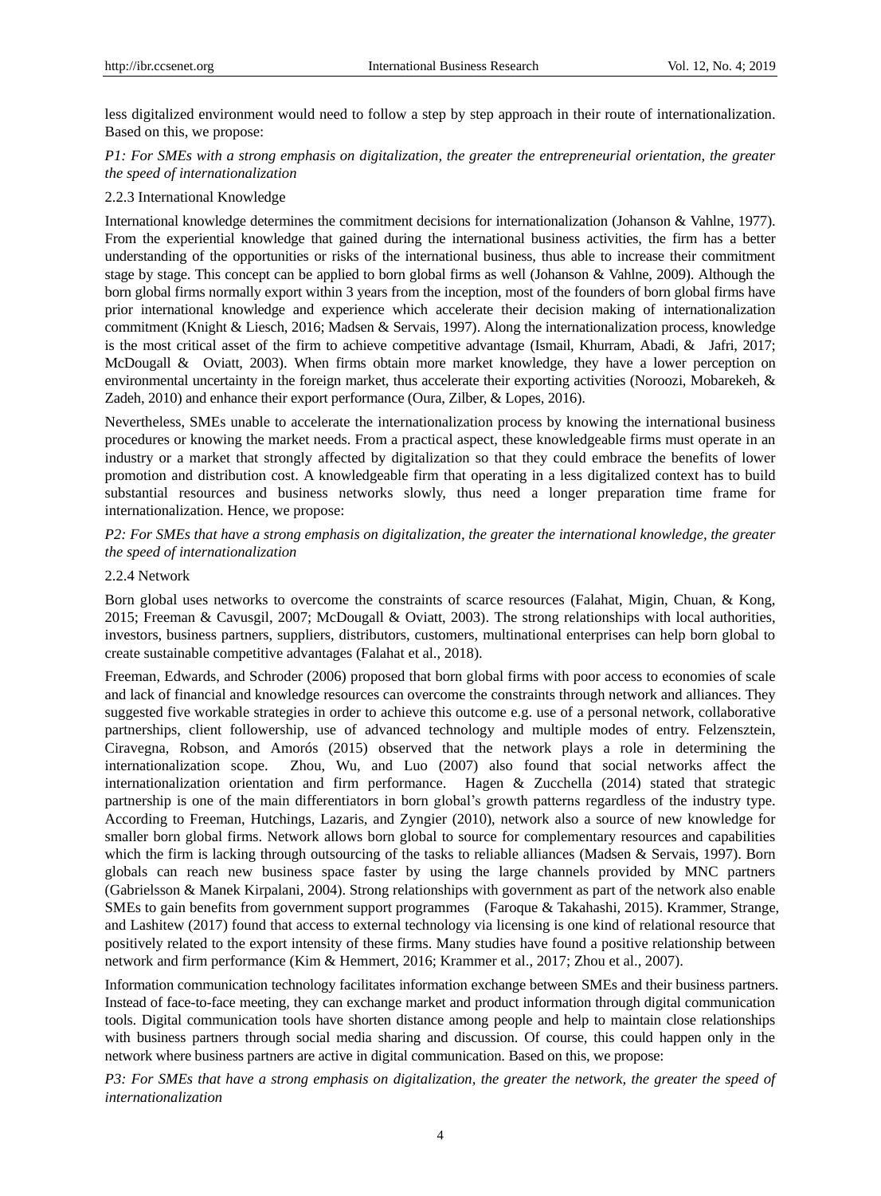less digitalized environment would need to follow a step by step approach in their route of internationalization. Based on this, we propose:

*P1: For SMEs with a strong emphasis on digitalization, the greater the entrepreneurial orientation, the greater the speed of internationalization*

### 2.2.3 International Knowledge

International knowledge determines the commitment decisions for internationalization (Johanson & Vahlne, 1977). From the experiential knowledge that gained during the international business activities, the firm has a better understanding of the opportunities or risks of the international business, thus able to increase their commitment stage by stage. This concept can be applied to born global firms as well (Johanson & Vahlne, 2009). Although the born global firms normally export within 3 years from the inception, most of the founders of born global firms have prior international knowledge and experience which accelerate their decision making of internationalization commitment (Knight & Liesch, 2016; Madsen & Servais, 1997). Along the internationalization process, knowledge is the most critical asset of the firm to achieve competitive advantage (Ismail, Khurram, Abadi, & Jafri, 2017; McDougall & Oviatt, 2003). When firms obtain more market knowledge, they have a lower perception on environmental uncertainty in the foreign market, thus accelerate their exporting activities (Noroozi, Mobarekeh, & Zadeh, 2010) and enhance their export performance (Oura, Zilber, & Lopes, 2016).

Nevertheless, SMEs unable to accelerate the internationalization process by knowing the international business procedures or knowing the market needs. From a practical aspect, these knowledgeable firms must operate in an industry or a market that strongly affected by digitalization so that they could embrace the benefits of lower promotion and distribution cost. A knowledgeable firm that operating in a less digitalized context has to build substantial resources and business networks slowly, thus need a longer preparation time frame for internationalization. Hence, we propose:

*P2: For SMEs that have a strong emphasis on digitalization, the greater the international knowledge, the greater the speed of internationalization*

### 2.2.4 Network

Born global uses networks to overcome the constraints of scarce resources (Falahat, Migin, Chuan, & Kong, 2015; Freeman & Cavusgil, 2007; McDougall & Oviatt, 2003). The strong relationships with local authorities, investors, business partners, suppliers, distributors, customers, multinational enterprises can help born global to create sustainable competitive advantages (Falahat et al., 2018).

Freeman, Edwards, and Schroder (2006) proposed that born global firms with poor access to economies of scale and lack of financial and knowledge resources can overcome the constraints through network and alliances. They suggested five workable strategies in order to achieve this outcome e.g. use of a personal network, collaborative partnerships, client followership, use of advanced technology and multiple modes of entry. Felzensztein, Ciravegna, Robson, and Amorós (2015) observed that the network plays a role in determining the internationalization scope. Zhou, Wu, and Luo (2007) also found that social networks affect the internationalization orientation and firm performance. Hagen & Zucchella (2014) stated that strategic partnership is one of the main differentiators in born global's growth patterns regardless of the industry type. According to Freeman, Hutchings, Lazaris, and Zyngier (2010), network also a source of new knowledge for smaller born global firms. Network allows born global to source for complementary resources and capabilities which the firm is lacking through outsourcing of the tasks to reliable alliances (Madsen & Servais, 1997). Born globals can reach new business space faster by using the large channels provided by MNC partners (Gabrielsson & Manek Kirpalani, 2004). Strong relationships with government as part of the network also enable SMEs to gain benefits from government support programmes (Faroque & Takahashi, 2015). Krammer, Strange, and Lashitew (2017) found that access to external technology via licensing is one kind of relational resource that positively related to the export intensity of these firms. Many studies have found a positive relationship between network and firm performance (Kim & Hemmert, 2016; Krammer et al., 2017; Zhou et al., 2007).

Information communication technology facilitates information exchange between SMEs and their business partners. Instead of face-to-face meeting, they can exchange market and product information through digital communication tools. Digital communication tools have shorten distance among people and help to maintain close relationships with business partners through social media sharing and discussion. Of course, this could happen only in the network where business partners are active in digital communication. Based on this, we propose:

*P3: For SMEs that have a strong emphasis on digitalization, the greater the network, the greater the speed of internationalization*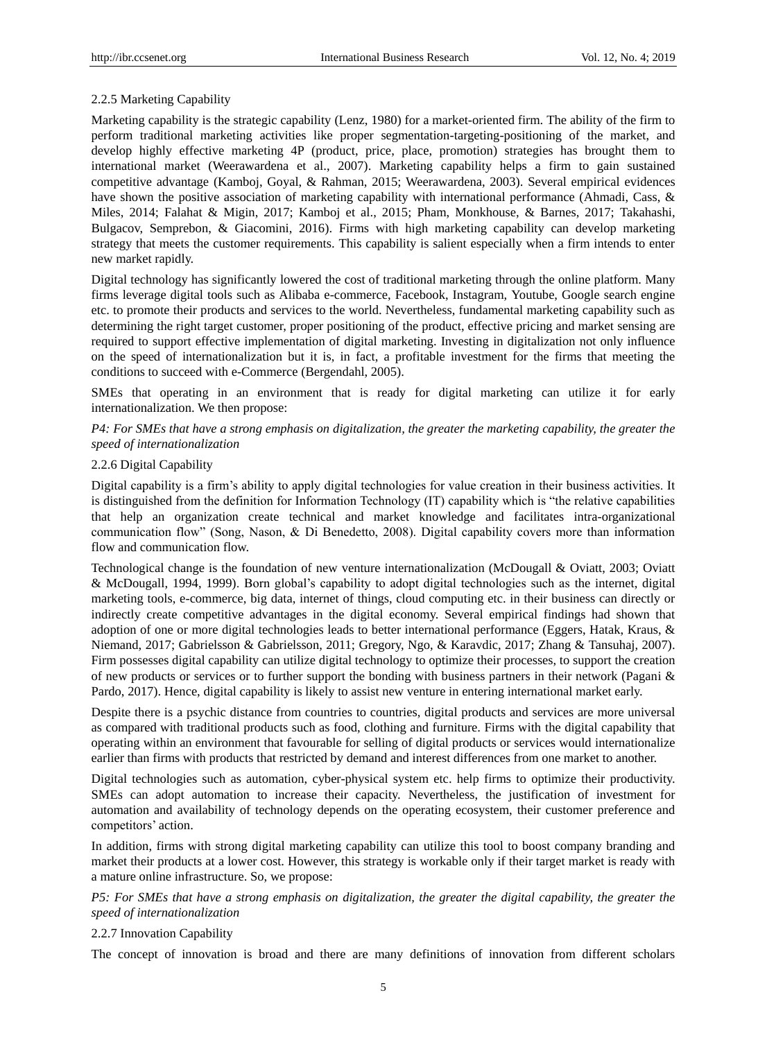### 2.2.5 Marketing Capability

Marketing capability is the strategic capability (Lenz, 1980) for a market-oriented firm. The ability of the firm to perform traditional marketing activities like proper segmentation-targeting-positioning of the market, and develop highly effective marketing 4P (product, price, place, promotion) strategies has brought them to international market (Weerawardena et al., 2007). Marketing capability helps a firm to gain sustained competitive advantage (Kamboj, Goyal, & Rahman, 2015; Weerawardena, 2003). Several empirical evidences have shown the positive association of marketing capability with international performance (Ahmadi, Cass, & Miles, 2014; Falahat & Migin, 2017; Kamboj et al., 2015; Pham, Monkhouse, & Barnes, 2017; Takahashi, Bulgacov, Semprebon, & Giacomini, 2016). Firms with high marketing capability can develop marketing strategy that meets the customer requirements. This capability is salient especially when a firm intends to enter new market rapidly.

Digital technology has significantly lowered the cost of traditional marketing through the online platform. Many firms leverage digital tools such as Alibaba e-commerce, Facebook, Instagram, Youtube, Google search engine etc. to promote their products and services to the world. Nevertheless, fundamental marketing capability such as determining the right target customer, proper positioning of the product, effective pricing and market sensing are required to support effective implementation of digital marketing. Investing in digitalization not only influence on the speed of internationalization but it is, in fact, a profitable investment for the firms that meeting the conditions to succeed with e-Commerce (Bergendahl, 2005).

SMEs that operating in an environment that is ready for digital marketing can utilize it for early internationalization. We then propose:

*P4: For SMEs that have a strong emphasis on digitalization, the greater the marketing capability, the greater the speed of internationalization*

### 2.2.6 Digital Capability

Digital capability is a firm's ability to apply digital technologies for value creation in their business activities. It is distinguished from the definition for Information Technology (IT) capability which is "the relative capabilities that help an organization create technical and market knowledge and facilitates intra-organizational communication flow" (Song, Nason, & Di Benedetto, 2008). Digital capability covers more than information flow and communication flow.

Technological change is the foundation of new venture internationalization (McDougall & Oviatt, 2003; Oviatt & McDougall, 1994, 1999). Born global's capability to adopt digital technologies such as the internet, digital marketing tools, e-commerce, big data, internet of things, cloud computing etc. in their business can directly or indirectly create competitive advantages in the digital economy. Several empirical findings had shown that adoption of one or more digital technologies leads to better international performance (Eggers, Hatak, Kraus, & Niemand, 2017; Gabrielsson & Gabrielsson, 2011; Gregory, Ngo, & Karavdic, 2017; Zhang & Tansuhaj, 2007). Firm possesses digital capability can utilize digital technology to optimize their processes, to support the creation of new products or services or to further support the bonding with business partners in their network (Pagani & Pardo, 2017). Hence, digital capability is likely to assist new venture in entering international market early.

Despite there is a psychic distance from countries to countries, digital products and services are more universal as compared with traditional products such as food, clothing and furniture. Firms with the digital capability that operating within an environment that favourable for selling of digital products or services would internationalize earlier than firms with products that restricted by demand and interest differences from one market to another.

Digital technologies such as automation, cyber-physical system etc. help firms to optimize their productivity. SMEs can adopt automation to increase their capacity. Nevertheless, the justification of investment for automation and availability of technology depends on the operating ecosystem, their customer preference and competitors' action.

In addition, firms with strong digital marketing capability can utilize this tool to boost company branding and market their products at a lower cost. However, this strategy is workable only if their target market is ready with a mature online infrastructure. So, we propose:

*P5: For SMEs that have a strong emphasis on digitalization, the greater the digital capability, the greater the speed of internationalization*

### 2.2.7 Innovation Capability

The concept of innovation is broad and there are many definitions of innovation from different scholars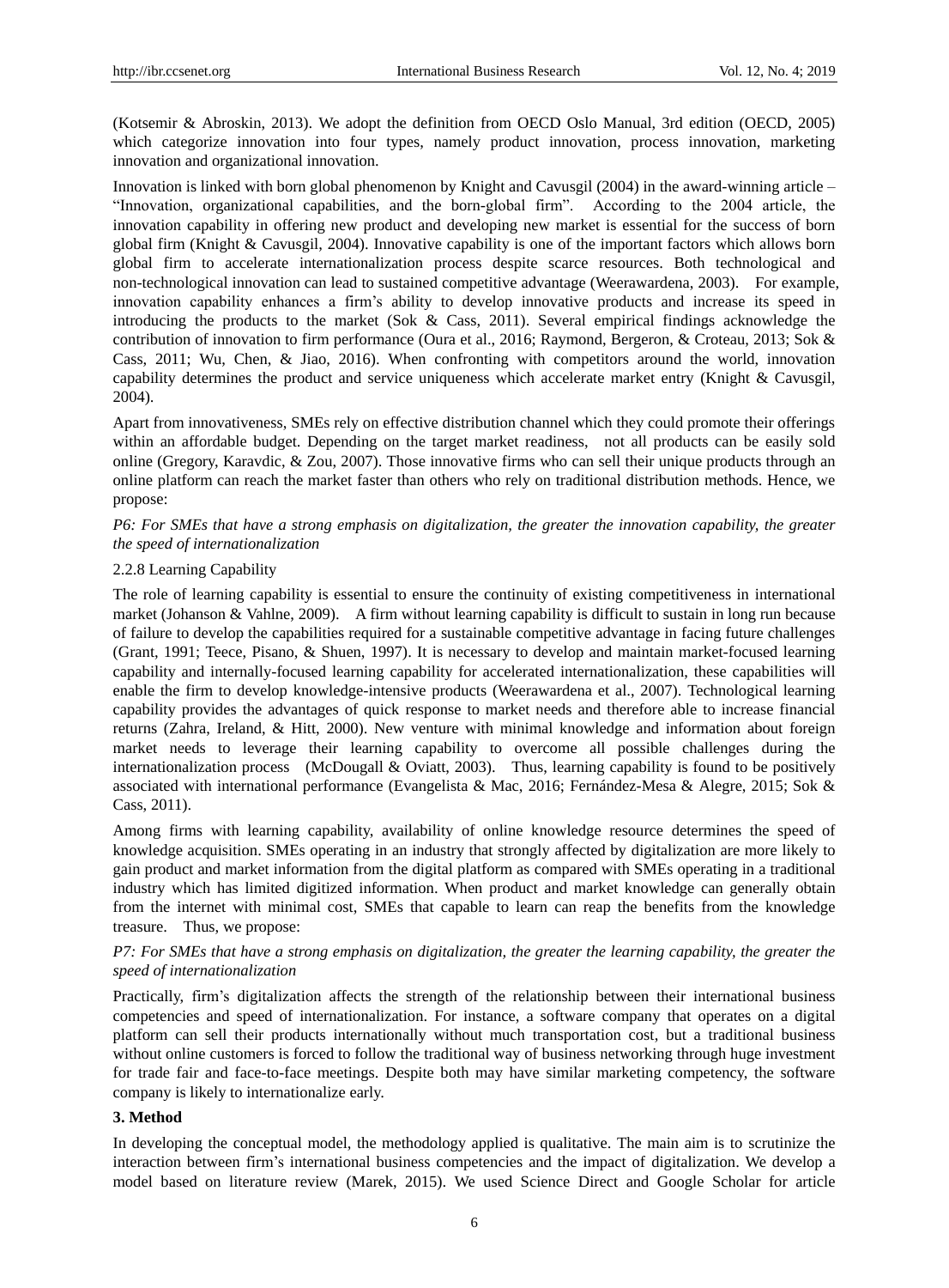(Kotsemir & Abroskin, 2013). We adopt the definition from OECD Oslo Manual, 3rd edition (OECD, 2005) which categorize innovation into four types, namely product innovation, process innovation, marketing innovation and organizational innovation.

Innovation is linked with born global phenomenon by Knight and Cavusgil (2004) in the award-winning article – "Innovation, organizational capabilities, and the born-global firm". According to the 2004 article, the innovation capability in offering new product and developing new market is essential for the success of born global firm (Knight & Cavusgil, 2004). Innovative capability is one of the important factors which allows born global firm to accelerate internationalization process despite scarce resources. Both technological and non-technological innovation can lead to sustained competitive advantage (Weerawardena, 2003). For example, innovation capability enhances a firm's ability to develop innovative products and increase its speed in introducing the products to the market (Sok & Cass, 2011). Several empirical findings acknowledge the contribution of innovation to firm performance (Oura et al., 2016; Raymond, Bergeron, & Croteau, 2013; Sok & Cass, 2011; Wu, Chen, & Jiao, 2016). When confronting with competitors around the world, innovation capability determines the product and service uniqueness which accelerate market entry (Knight & Cavusgil, 2004).

Apart from innovativeness, SMEs rely on effective distribution channel which they could promote their offerings within an affordable budget. Depending on the target market readiness, not all products can be easily sold online (Gregory, Karavdic, & Zou, 2007). Those innovative firms who can sell their unique products through an online platform can reach the market faster than others who rely on traditional distribution methods. Hence, we propose:

*P6: For SMEs that have a strong emphasis on digitalization, the greater the innovation capability, the greater the speed of internationalization*

#### 2.2.8 Learning Capability

The role of learning capability is essential to ensure the continuity of existing competitiveness in international market (Johanson & Vahlne, 2009). A firm without learning capability is difficult to sustain in long run because of failure to develop the capabilities required for a sustainable competitive advantage in facing future challenges (Grant, 1991; Teece, Pisano, & Shuen, 1997). It is necessary to develop and maintain market-focused learning capability and internally-focused learning capability for accelerated internationalization, these capabilities will enable the firm to develop knowledge-intensive products (Weerawardena et al., 2007). Technological learning capability provides the advantages of quick response to market needs and therefore able to increase financial returns (Zahra, Ireland, & Hitt, 2000). New venture with minimal knowledge and information about foreign market needs to leverage their learning capability to overcome all possible challenges during the internationalization process (McDougall & Oviatt, 2003). Thus, learning capability is found to be positively associated with international performance (Evangelista & Mac, 2016; Fernández-Mesa & Alegre, 2015; Sok & Cass, 2011).

Among firms with learning capability, availability of online knowledge resource determines the speed of knowledge acquisition. SMEs operating in an industry that strongly affected by digitalization are more likely to gain product and market information from the digital platform as compared with SMEs operating in a traditional industry which has limited digitized information. When product and market knowledge can generally obtain from the internet with minimal cost, SMEs that capable to learn can reap the benefits from the knowledge treasure. Thus, we propose:

*P7: For SMEs that have a strong emphasis on digitalization, the greater the learning capability, the greater the speed of internationalization*

Practically, firm's digitalization affects the strength of the relationship between their international business competencies and speed of internationalization. For instance, a software company that operates on a digital platform can sell their products internationally without much transportation cost, but a traditional business without online customers is forced to follow the traditional way of business networking through huge investment for trade fair and face-to-face meetings. Despite both may have similar marketing competency, the software company is likely to internationalize early.

## 3. Method

In developing the conceptual model, the methodology applied is qualitative. The main aim is to scrutinize the interaction between firm's international business competencies and the impact of digitalization. We develop a model based on literature review (Marek, 2015). We used Science Direct and Google Scholar for article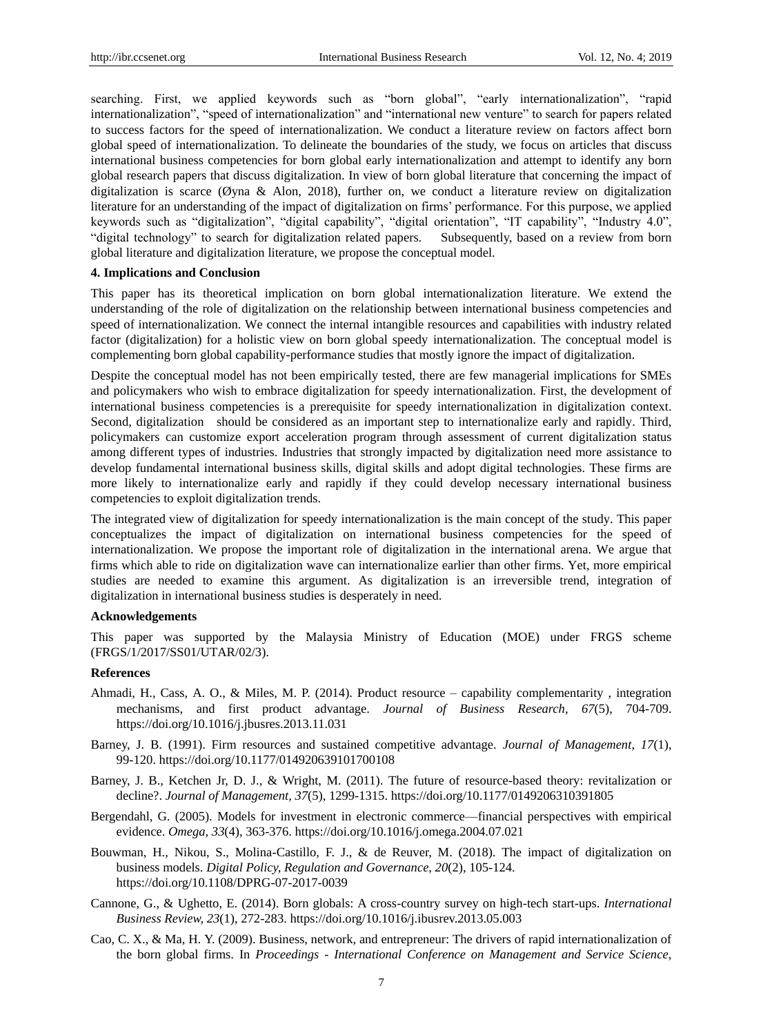searching. First, we applied keywords such as "born global", "early internationalization", "rapid internationalization", "speed of internationalization" and "international new venture" to search for papers related to success factors for the speed of internationalization. We conduct a literature review on factors affect born global speed of internationalization. To delineate the boundaries of the study, we focus on articles that discuss international business competencies for born global early internationalization and attempt to identify any born global research papers that discuss digitalization. In view of born global literature that concerning the impact of digitalization is scarce (Øyna & Alon, 2018), further on, we conduct a literature review on digitalization literature for an understanding of the impact of digitalization on firms' performance. For this purpose, we applied keywords such as "digitalization", "digital capability", "digital orientation", "IT capability", "Industry 4.0", "digital technology" to search for digitalization related papers. Subsequently, based on a review from born global literature and digitalization literature, we propose the conceptual model.

**4. Implications and Conclusion**

This paper has its theoretical implication on born global internationalization literature. We extend the understanding of the role of digitalization on the relationship between international business competencies and speed of internationalization. We connect the internal intangible resources and capabilities with industry related factor (digitalization) for a holistic view on born global speedy internationalization. The conceptual model is complementing born global capability-performance studies that mostly ignore the impact of digitalization.

Despite the conceptual model has not been empirically tested, there are few managerial implications for SMEs and policymakers who wish to embrace digitalization for speedy internationalization. First, the development of international business competencies is a prerequisite for speedy internationalization in digitalization context. Second, digitalization should be considered as an important step to internationalize early and rapidly. Third, policymakers can customize export acceleration program through assessment of current digitalization status among different types of industries. Industries that strongly impacted by digitalization need more assistance to develop fundamental international business skills, digital skills and adopt digital technologies. These firms are more likely to internationalize early and rapidly if they could develop necessary international business competencies to exploit digitalization trends.

The integrated view of digitalization for speedy internationalization is the main concept of the study. This paper conceptualizes the impact of digitalization on international business competencies for the speed of internationalization. We propose the important role of digitalization in the international arena. We argue that firms which able to ride on digitalization wave can internationalize earlier than other firms. Yet, more empirical studies are needed to examine this argument. As digitalization is an irreversible trend, integration of digitalization in international business studies is desperately in need.

**Acknowledgements**

This paper was supported by the Malaysia Ministry of Education (MOE) under FRGS scheme (FRGS/1/2017/SS01/UTAR/02/3).

**References**

Ahmadi, H., Cass, A. O., & Miles, M. P. (2014). Product resource – capability complementarity , integration mechanisms, and first product advantage. *Journal of Business Research*, *67*(5), 704-709. https://doi.org/10.1016/j.jbusres.2013.11.031

Barney, J. B. (1991). Firm resources and sustained competitive advantage. *Journal of Management*, *17*(1), 99-120. https://doi.org/10.1177/014920639101700108

Barney, J. B., Ketchen Jr, D. J., & Wright, M. (2011). The future of resource-based theory: revitalization or decline?. *Journal of Management, 37*(5), 1299-1315. https://doi.org/10.1177/0149206310391805

Bergendahl, G. (2005). Models for investment in electronic commerce—financial perspectives with empirical evidence. *Omega, 33*(4), 363-376. https://doi.org/10.1016/j.omega.2004.07.021

Bouwman, H., Nikou, S., Molina-Castillo, F. J., & de Reuver, M. (2018). The impact of digitalization on business models. *Digital Policy, Regulation and Governance, 20*(2), 105-124. https://doi.org/10.1108/DPRG-07-2017-0039

Cannone, G., & Ughetto, E. (2014). Born globals: A cross-country survey on high-tech start-ups. *International Business Review, 23*(1), 272-283. https://doi.org/10.1016/j.ibusrev.2013.05.003

Cao, C. X., & Ma, H. Y. (2009). Business, network, and entrepreneur: The drivers of rapid internationalization of the born global firms. In *Proceedings - International Conference on Management and Service Science,*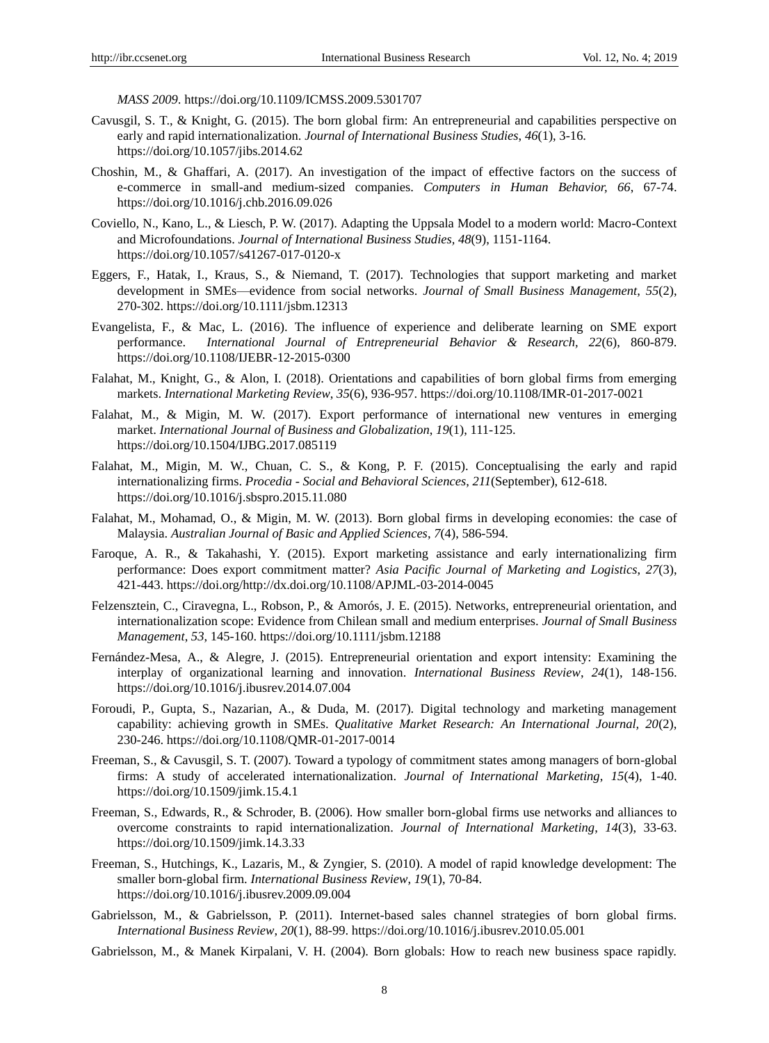*MASS 2009*. https://doi.org/10.1109/ICMSS.2009.5301707

Cavusgil, S. T., & Knight, G. (2015). The born global firm: An entrepreneurial and capabilities perspective on early and rapid internationalization. *Journal of International Business Studies*, *46*(1), 3-16. https://doi.org/10.1057/jibs.2014.62

Choshin, M., & Ghaffari, A. (2017). An investigation of the impact of effective factors on the success of e-commerce in small-and medium-sized companies. *Computers in Human Behavior, 66*, 67-74. https://doi.org/10.1016/j.chb.2016.09.026

Coviello, N., Kano, L., & Liesch, P. W. (2017). Adapting the Uppsala Model to a modern world: Macro-Context and Microfoundations. *Journal of International Business Studies*, *48*(9), 1151-1164. https://doi.org/10.1057/s41267-017-0120-x

Eggers, F., Hatak, I., Kraus, S., & Niemand, T. (2017). Technologies that support marketing and market development in SMEs—evidence from social networks. *Journal of Small Business Management*, *55*(2), 270-302. https://doi.org/10.1111/jsbm.12313

Evangelista, F., & Mac, L. (2016). The influence of experience and deliberate learning on SME export performance. *International Journal of Entrepreneurial Behavior & Research*, *22*(6), 860-879. https://doi.org/10.1108/IJEBR-12-2015-0300

Falahat, M., Knight, G., & Alon, I. (2018). Orientations and capabilities of born global firms from emerging markets. *International Marketing Review*, *35*(6), 936-957. https://doi.org/10.1108/IMR-01-2017-0021

Falahat, M., & Migin, M. W. (2017). Export performance of international new ventures in emerging market. *International Journal of Business and Globalization*, *19*(1), 111-125. https://doi.org/10.1504/IJBG.2017.085119

Falahat, M., Migin, M. W., Chuan, C. S., & Kong, P. F. (2015). Conceptualising the early and rapid internationalizing firms. *Procedia - Social and Behavioral Sciences*, *211*(September), 612-618. https://doi.org/10.1016/j.sbspro.2015.11.080

Falahat, M., Mohamad, O., & Migin, M. W. (2013). Born global firms in developing economies: the case of Malaysia. *Australian Journal of Basic and Applied Sciences*, *7*(4), 586-594.

Faroque, A. R., & Takahashi, Y. (2015). Export marketing assistance and early internationalizing firm performance: Does export commitment matter? *Asia Pacific Journal of Marketing and Logistics*, *27*(3), 421-443. https://doi.org/http://dx.doi.org/10.1108/APJML-03-2014-0045

Felzensztein, C., Ciravegna, L., Robson, P., & Amorós, J. E. (2015). Networks, entrepreneurial orientation, and internationalization scope: Evidence from Chilean small and medium enterprises. *Journal of Small Business Management*, *53*, 145-160. https://doi.org/10.1111/jsbm.12188

Fernández-Mesa, A., & Alegre, J. (2015). Entrepreneurial orientation and export intensity: Examining the interplay of organizational learning and innovation. *International Business Review*, *24*(1), 148-156. https://doi.org/10.1016/j.ibusrev.2014.07.004

Foroudi, P., Gupta, S., Nazarian, A., & Duda, M. (2017). Digital technology and marketing management capability: achieving growth in SMEs. *Qualitative Market Research: An International Journal, 20*(2), 230-246. https://doi.org/10.1108/QMR-01-2017-0014

Freeman, S., & Cavusgil, S. T. (2007). Toward a typology of commitment states among managers of born-global firms: A study of accelerated internationalization. *Journal of International Marketing*, *15*(4), 1-40. https://doi.org/10.1509/jimk.15.4.1

Freeman, S., Edwards, R., & Schroder, B. (2006). How smaller born-global firms use networks and alliances to overcome constraints to rapid internationalization. *Journal of International Marketing*, *14*(3), 33-63. https://doi.org/10.1509/jimk.14.3.33

Freeman, S., Hutchings, K., Lazaris, M., & Zyngier, S. (2010). A model of rapid knowledge development: The smaller born-global firm. *International Business Review*, *19*(1), 70-84. https://doi.org/10.1016/j.ibusrev.2009.09.004

Gabrielsson, M., & Gabrielsson, P. (2011). Internet-based sales channel strategies of born global firms. *International Business Review*, *20*(1), 88-99. https://doi.org/10.1016/j.ibusrev.2010.05.001

Gabrielsson, M., & Manek Kirpalani, V. H. (2004). Born globals: How to reach new business space rapidly.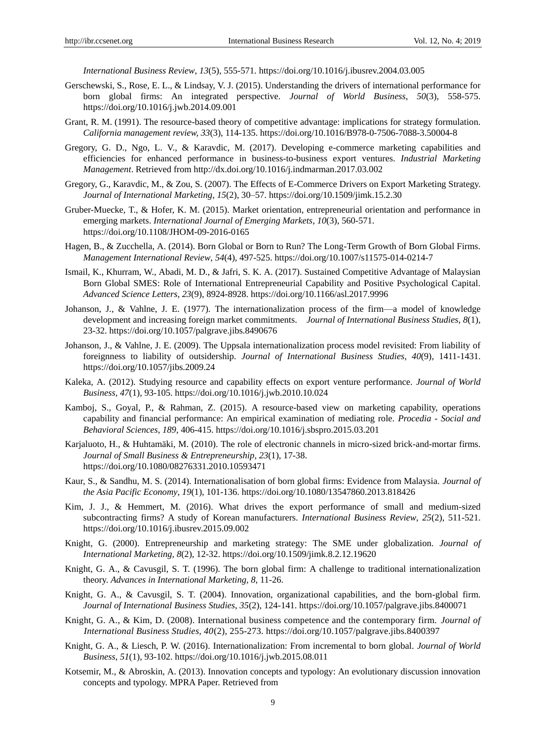*International Business Review*, *13*(5), 555-571. https://doi.org/10.1016/j.ibusrev.2004.03.005

Gerschewski, S., Rose, E. L., & Lindsay, V. J. (2015). Understanding the drivers of international performance for born global firms: An integrated perspective. *Journal of World Business*, *50*(3), 558-575. https://doi.org/10.1016/j.jwb.2014.09.001

Grant, R. M. (1991). The resource-based theory of competitive advantage: implications for strategy formulation. *California management review, 33*(3), 114-135. https://doi.org/10.1016/B978-0-7506-7088-3.50004-8

Gregory, G. D., Ngo, L. V., & Karavdic, M. (2017). Developing e-commerce marketing capabilities and efficiencies for enhanced performance in business-to-business export ventures. *Industrial Marketing Management*. Retrieved from http://dx.doi.org/10.1016/j.indmarman.2017.03.002

Gregory, G., Karavdic, M., & Zou, S. (2007). The Effects of E-Commerce Drivers on Export Marketing Strategy. *Journal of International Marketing*, *15*(2), 30–57. https://doi.org/10.1509/jimk.15.2.30

Gruber-Muecke, T., & Hofer, K. M. (2015). Market orientation, entrepreneurial orientation and performance in emerging markets. *International Journal of Emerging Markets*, *10*(3), 560-571. https://doi.org/10.1108/JHOM-09-2016-0165

Hagen, B., & Zucchella, A. (2014). Born Global or Born to Run? The Long-Term Growth of Born Global Firms. *Management International Review*, *54*(4), 497-525. https://doi.org/10.1007/s11575-014-0214-7

Ismail, K., Khurram, W., Abadi, M. D., & Jafri, S. K. A. (2017). Sustained Competitive Advantage of Malaysian Born Global SMES: Role of International Entrepreneurial Capability and Positive Psychological Capital. *Advanced Science Letters*, *23*(9), 8924-8928. https://doi.org/10.1166/asl.2017.9996

Johanson, J., & Vahlne, J. E. (1977). The internationalization process of the firm—a model of knowledge development and increasing foreign market commitments. *Journal of International Business Studies*, *8*(1), 23-32. https://doi.org/10.1057/palgrave.jibs.8490676

Johanson, J., & Vahlne, J. E. (2009). The Uppsala internationalization process model revisited: From liability of foreignness to liability of outsidership. *Journal of International Business Studies*, *40*(9), 1411-1431. https://doi.org/10.1057/jibs.2009.24

Kaleka, A. (2012). Studying resource and capability effects on export venture performance. *Journal of World Business*, *47*(1), 93-105. https://doi.org/10.1016/j.jwb.2010.10.024

Kamboj, S., Goyal, P., & Rahman, Z. (2015). A resource-based view on marketing capability, operations capability and financial performance: An empirical examination of mediating role. *Procedia - Social and Behavioral Sciences*, *189*, 406-415. https://doi.org/10.1016/j.sbspro.2015.03.201

Karjaluoto, H., & Huhtamäki, M. (2010). The role of electronic channels in micro-sized brick-and-mortar firms. *Journal of Small Business & Entrepreneurship*, *23*(1), 17-38. https://doi.org/10.1080/08276331.2010.10593471

Kaur, S., & Sandhu, M. S. (2014). Internationalisation of born global firms: Evidence from Malaysia. *Journal of the Asia Pacific Economy*, *19*(1), 101-136. https://doi.org/10.1080/13547860.2013.818426

Kim, J. J., & Hemmert, M. (2016). What drives the export performance of small and medium-sized subcontracting firms? A study of Korean manufacturers. *International Business Review*, *25*(2), 511-521. https://doi.org/10.1016/j.ibusrev.2015.09.002

Knight, G. (2000). Entrepreneurship and marketing strategy: The SME under globalization. *Journal of International Marketing*, *8*(2), 12-32. https://doi.org/10.1509/jimk.8.2.12.19620

Knight, G. A., & Cavusgil, S. T. (1996). The born global firm: A challenge to traditional internationalization theory. *Advances in International Marketing*, *8*, 11-26.

Knight, G. A., & Cavusgil, S. T. (2004). Innovation, organizational capabilities, and the born-global firm. *Journal of International Business Studies*, *35*(2), 124-141. https://doi.org/10.1057/palgrave.jibs.8400071

Knight, G. A., & Kim, D. (2008). International business competence and the contemporary firm. *Journal of International Business Studies*, *40*(2), 255-273. https://doi.org/10.1057/palgrave.jibs.8400397

Knight, G. A., & Liesch, P. W. (2016). Internationalization: From incremental to born global. *Journal of World Business*, *51*(1), 93-102. https://doi.org/10.1016/j.jwb.2015.08.011

Kotsemir, M., & Abroskin, A. (2013). Innovation concepts and typology: An evolutionary discussion innovation concepts and typology. MPRA Paper. Retrieved from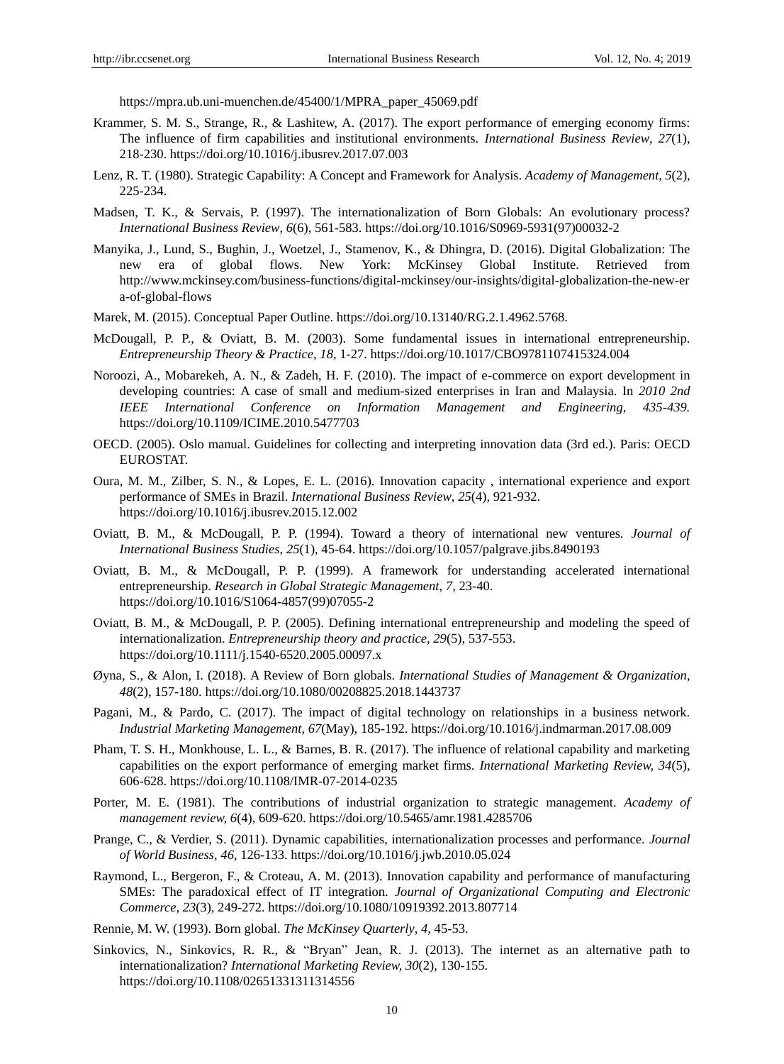https://mpra.ub.uni-muenchen.de/45400/1/MPRA_paper_45069.pdf

Krammer, S. M. S., Strange, R., & Lashitew, A. (2017). The export performance of emerging economy firms: The influence of firm capabilities and institutional environments. *International Business Review*, *27*(1), 218-230. https://doi.org/10.1016/j.ibusrev.2017.07.003

Lenz, R. T. (1980). Strategic Capability: A Concept and Framework for Analysis. *Academy of Management*, *5*(2), 225-234.

Madsen, T. K., & Servais, P. (1997). The internationalization of Born Globals: An evolutionary process? *International Business Review*, *6*(6), 561-583. https://doi.org/10.1016/S0969-5931(97)00032-2

Manyika, J., Lund, S., Bughin, J., Woetzel, J., Stamenov, K., & Dhingra, D. (2016). Digital Globalization: The new era of global flows. New York: McKinsey Global Institute. Retrieved from http://www.mckinsey.com/business-functions/digital-mckinsey/our-insights/digital-globalization-the-new-era-of-global-flows

Marek, M. (2015). Conceptual Paper Outline. https://doi.org/10.13140/RG.2.1.4962.5768.

McDougall, P. P., & Oviatt, B. M. (2003). Some fundamental issues in international entrepreneurship. *Entrepreneurship Theory & Practice*, *18*, 1-27. https://doi.org/10.1017/CBO9781107415324.004

Noroozi, A., Mobarekeh, A. N., & Zadeh, H. F. (2010). The impact of e-commerce on export development in developing countries: A case of small and medium-sized enterprises in Iran and Malaysia. In *2010 2nd IEEE International Conference on Information Management and Engineering, 435-439.* https://doi.org/10.1109/ICIME.2010.5477703

OECD. (2005). Oslo manual. Guidelines for collecting and interpreting innovation data (3rd ed.). Paris: OECD EUROSTAT.

Oura, M. M., Zilber, S. N., & Lopes, E. L. (2016). Innovation capacity , international experience and export performance of SMEs in Brazil. *International Business Review*, *25*(4), 921-932. https://doi.org/10.1016/j.ibusrev.2015.12.002

Oviatt, B. M., & McDougall, P. P. (1994). Toward a theory of international new ventures. *Journal of International Business Studies*, *25*(1), 45-64. https://doi.org/10.1057/palgrave.jibs.8490193

Oviatt, B. M., & McDougall, P. P. (1999). A framework for understanding accelerated international entrepreneurship. *Research in Global Strategic Management*, *7*, 23-40. https://doi.org/10.1016/S1064-4857(99)07055-2

Oviatt, B. M., & McDougall, P. P. (2005). Defining international entrepreneurship and modeling the speed of internationalization. *Entrepreneurship theory and practice*, *29*(5), 537-553. https://doi.org/10.1111/j.1540-6520.2005.00097.x

Øyna, S., & Alon, I. (2018). A Review of Born globals. *International Studies of Management & Organization*, *48*(2), 157-180. https://doi.org/10.1080/00208825.2018.1443737

Pagani, M., & Pardo, C. (2017). The impact of digital technology on relationships in a business network. *Industrial Marketing Management*, *67*(May), 185-192. https://doi.org/10.1016/j.indmarman.2017.08.009

Pham, T. S. H., Monkhouse, L. L., & Barnes, B. R. (2017). The influence of relational capability and marketing capabilities on the export performance of emerging market firms. *International Marketing Review, 34*(5), 606-628. https://doi.org/10.1108/IMR-07-2014-0235

Porter, M. E. (1981). The contributions of industrial organization to strategic management. *Academy of management review, 6*(4), 609-620. https://doi.org/10.5465/amr.1981.4285706

Prange, C., & Verdier, S. (2011). Dynamic capabilities, internationalization processes and performance. *Journal of World Business*, *46*, 126-133. https://doi.org/10.1016/j.jwb.2010.05.024

Raymond, L., Bergeron, F., & Croteau, A. M. (2013). Innovation capability and performance of manufacturing SMEs: The paradoxical effect of IT integration. *Journal of Organizational Computing and Electronic Commerce*, *23*(3), 249-272. https://doi.org/10.1080/10919392.2013.807714

Rennie, M. W. (1993). Born global. *The McKinsey Quarterly*, *4*, 45-53.

Sinkovics, N., Sinkovics, R. R., & "Bryan" Jean, R. J. (2013). The internet as an alternative path to internationalization? *International Marketing Review, 30*(2), 130-155. https://doi.org/10.1108/02651331311314556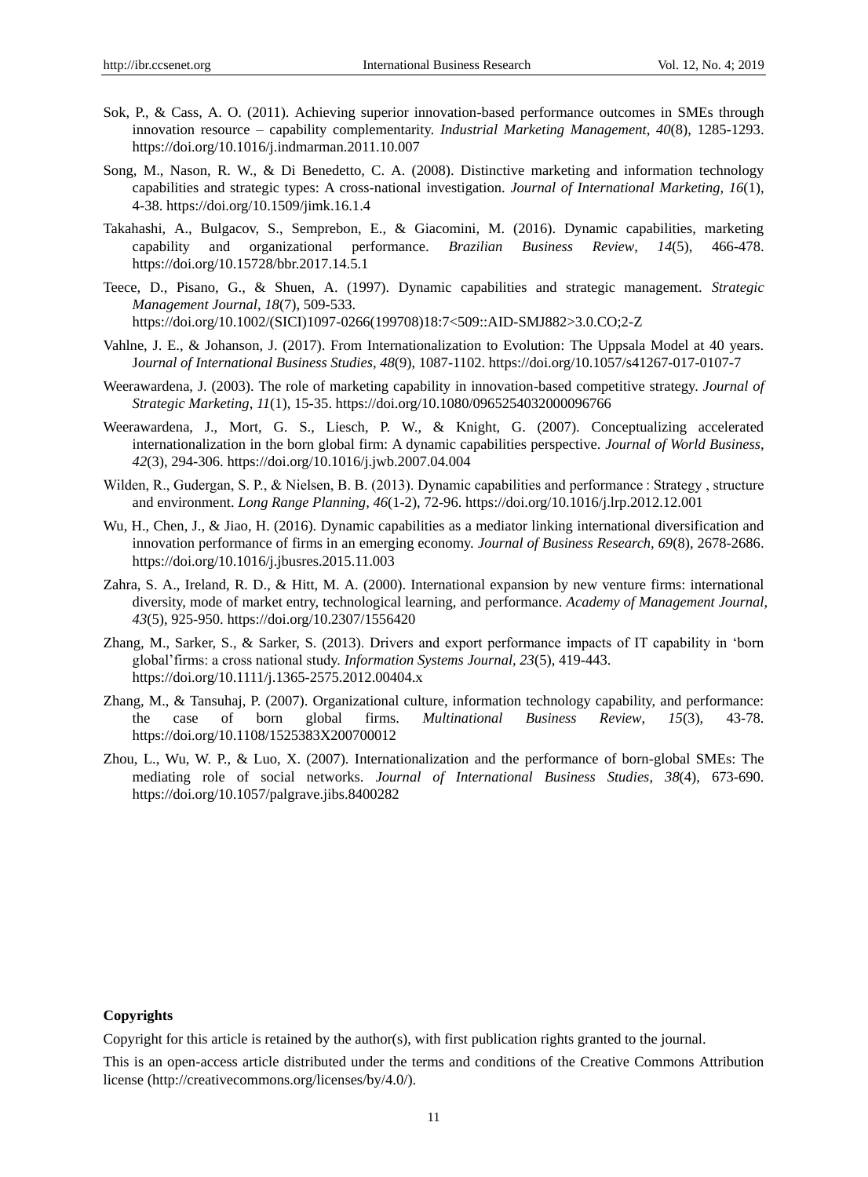Sok, P., & Cass, A. O. (2011). Achieving superior innovation-based performance outcomes in SMEs through innovation resource – capability complementarity. *Industrial Marketing Management*, *40*(8), 1285-1293. https://doi.org/10.1016/j.indmarman.2011.10.007

Song, M., Nason, R. W., & Di Benedetto, C. A. (2008). Distinctive marketing and information technology capabilities and strategic types: A cross-national investigation. *Journal of International Marketing, 16*(1), 4-38. https://doi.org/10.1509/jimk.16.1.4

Takahashi, A., Bulgacov, S., Semprebon, E., & Giacomini, M. (2016). Dynamic capabilities, marketing capability and organizational performance. *Brazilian Business Review*, *14*(5), 466-478. https://doi.org/10.15728/bbr.2017.14.5.1

Teece, D., Pisano, G., & Shuen, A. (1997). Dynamic capabilities and strategic management. *Strategic Management Journal*, *18*(7), 509-533. https://doi.org/10.1002/(SICI)1097-0266(199708)18:7<509::AID-SMJ882>3.0.CO;2-Z

Vahlne, J. E., & Johanson, J. (2017). From Internationalization to Evolution: The Uppsala Model at 40 years. *Journal of International Business Studies*, *48*(9), 1087-1102. https://doi.org/10.1057/s41267-017-0107-7

Weerawardena, J. (2003). The role of marketing capability in innovation-based competitive strategy. *Journal of Strategic Marketing*, *11*(1), 15-35. https://doi.org/10.1080/0965254032000096766

Weerawardena, J., Mort, G. S., Liesch, P. W., & Knight, G. (2007). Conceptualizing accelerated internationalization in the born global firm: A dynamic capabilities perspective. *Journal of World Business*, *42*(3), 294-306. https://doi.org/10.1016/j.jwb.2007.04.004

Wilden, R., Gudergan, S. P., & Nielsen, B. B. (2013). Dynamic capabilities and performance : Strategy , structure and environment. *Long Range Planning, 46*(1-2), 72-96. https://doi.org/10.1016/j.lrp.2012.12.001

Wu, H., Chen, J., & Jiao, H. (2016). Dynamic capabilities as a mediator linking international diversification and innovation performance of firms in an emerging economy. *Journal of Business Research, 69*(8), 2678-2686. https://doi.org/10.1016/j.jbusres.2015.11.003

Zahra, S. A., Ireland, R. D., & Hitt, M. A. (2000). International expansion by new venture firms: international diversity, mode of market entry, technological learning, and performance. *Academy of Management Journal, 43*(5), 925-950. https://doi.org/10.2307/1556420

Zhang, M., Sarker, S., & Sarker, S. (2013). Drivers and export performance impacts of IT capability in 'born global'firms: a cross national study. *Information Systems Journal, 23*(5), 419-443. https://doi.org/10.1111/j.1365-2575.2012.00404.x

Zhang, M., & Tansuhaj, P. (2007). Organizational culture, information technology capability, and performance: the case of born global firms. *Multinational Business Review, 15*(3), 43-78. https://doi.org/10.1108/1525383X200700012

Zhou, L., Wu, W. P., & Luo, X. (2007). Internationalization and the performance of born-global SMEs: The mediating role of social networks. *Journal of International Business Studies*, *38*(4), 673-690. https://doi.org/10.1057/palgrave.jibs.8400282

**Copyrights**

Copyright for this article is retained by the author(s), with first publication rights granted to the journal.

This is an open-access article distributed under the terms and conditions of the Creative Commons Attribution license (http://creativecommons.org/licenses/by/4.0/).